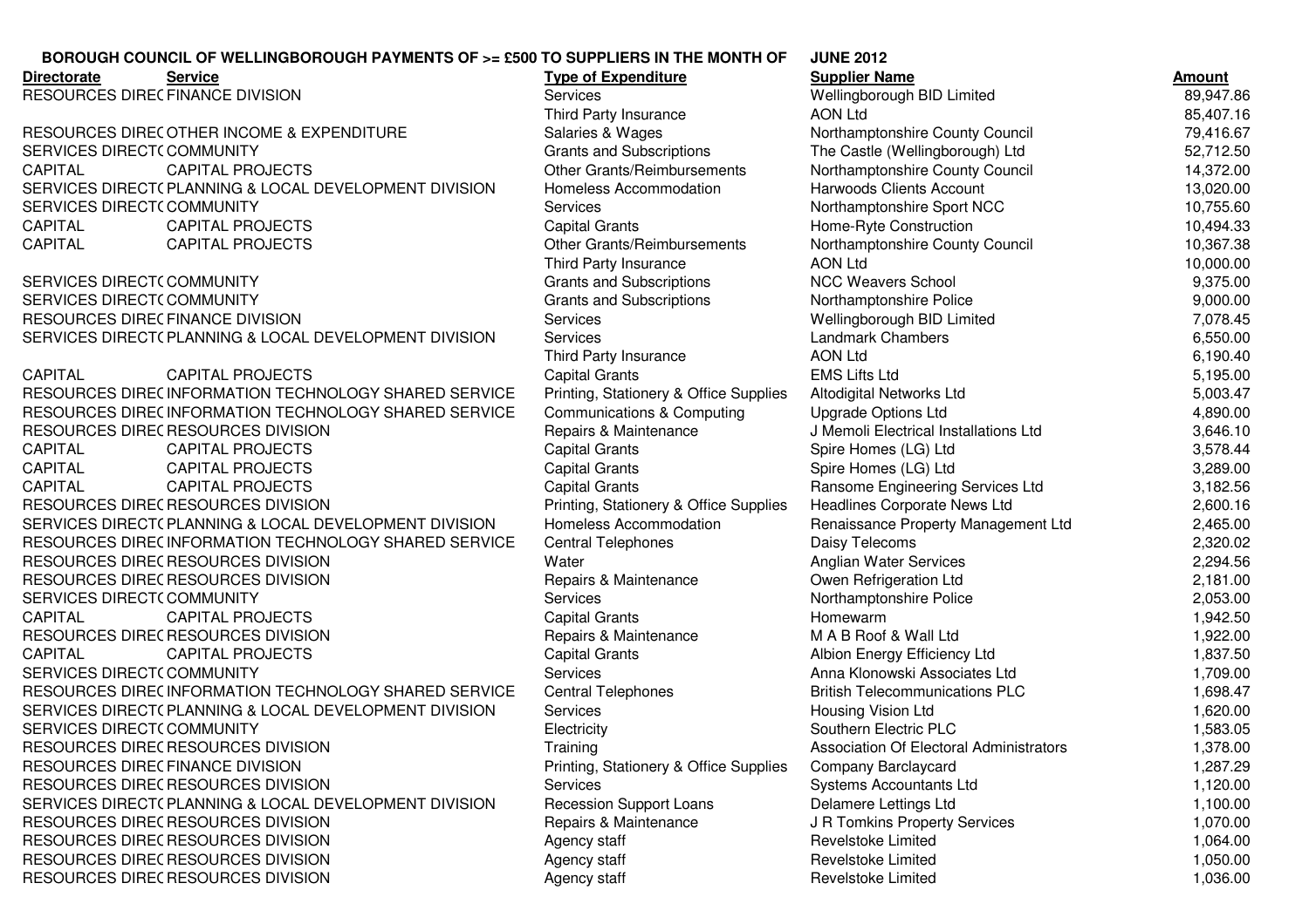**BOROUGH COUNCIL OF WELLINGBOROUGH PAYMENTS OF >= £500 TO SUPPLIERS IN THE MONTH OF JUNE 2012**

| Directorate | Service | Type of Expenditure | Supplier Name | Amount |
|---|---|---|---|---|
| RESOURCES DIREC | FINANCE DIVISION | Services | Wellingborough BID Limited | 89,947.86 |
| | | Third Party Insurance | AON Ltd | 85,407.16 |
| RESOURCES DIREC | OTHER INCOME & EXPENDITURE | Salaries & Wages | Northamptonshire County Council | 79,416.67 |
| SERVICES DIRECT( | COMMUNITY | Grants and Subscriptions | The Castle (Wellingborough) Ltd | 52,712.50 |
| CAPITAL | CAPITAL PROJECTS | Other Grants/Reimbursements | Northamptonshire County Council | 14,372.00 |
| SERVICES DIRECT( | PLANNING & LOCAL DEVELOPMENT DIVISION | Homeless Accommodation | Harwoods Clients Account | 13,020.00 |
| SERVICES DIRECT( | COMMUNITY | Services | Northamptonshire Sport NCC | 10,755.60 |
| CAPITAL | CAPITAL PROJECTS | Capital Grants | Home-Ryte Construction | 10,494.33 |
| CAPITAL | CAPITAL PROJECTS | Other Grants/Reimbursements | Northamptonshire County Council | 10,367.38 |
| | | Third Party Insurance | AON Ltd | 10,000.00 |
| SERVICES DIRECT( | COMMUNITY | Grants and Subscriptions | NCC Weavers School | 9,375.00 |
| SERVICES DIRECT( | COMMUNITY | Grants and Subscriptions | Northamptonshire Police | 9,000.00 |
| RESOURCES DIREC | FINANCE DIVISION | Services | Wellingborough BID Limited | 7,078.45 |
| SERVICES DIRECT( | PLANNING & LOCAL DEVELOPMENT DIVISION | Services | Landmark Chambers | 6,550.00 |
| | | Third Party Insurance | AON Ltd | 6,190.40 |
| CAPITAL | CAPITAL PROJECTS | Capital Grants | EMS Lifts Ltd | 5,195.00 |
| RESOURCES DIREC | INFORMATION TECHNOLOGY SHARED SERVICE | Printing, Stationery & Office Supplies | Altodigital Networks Ltd | 5,003.47 |
| RESOURCES DIREC | INFORMATION TECHNOLOGY SHARED SERVICE | Communications & Computing | Upgrade Options Ltd | 4,890.00 |
| RESOURCES DIREC | RESOURCES DIVISION | Repairs & Maintenance | J Memoli Electrical Installations Ltd | 3,646.10 |
| CAPITAL | CAPITAL PROJECTS | Capital Grants | Spire Homes (LG) Ltd | 3,578.44 |
| CAPITAL | CAPITAL PROJECTS | Capital Grants | Spire Homes (LG) Ltd | 3,289.00 |
| CAPITAL | CAPITAL PROJECTS | Capital Grants | Ransome Engineering Services Ltd | 3,182.56 |
| RESOURCES DIREC | RESOURCES DIVISION | Printing, Stationery & Office Supplies | Headlines Corporate News Ltd | 2,600.16 |
| SERVICES DIRECT( | PLANNING & LOCAL DEVELOPMENT DIVISION | Homeless Accommodation | Renaissance Property Management Ltd | 2,465.00 |
| RESOURCES DIREC | INFORMATION TECHNOLOGY SHARED SERVICE | Central Telephones | Daisy Telecoms | 2,320.02 |
| RESOURCES DIREC | RESOURCES DIVISION | Water | Anglian Water Services | 2,294.56 |
| RESOURCES DIREC | RESOURCES DIVISION | Repairs & Maintenance | Owen Refrigeration Ltd | 2,181.00 |
| SERVICES DIRECT( | COMMUNITY | Services | Northamptonshire Police | 2,053.00 |
| CAPITAL | CAPITAL PROJECTS | Capital Grants | Homewarm | 1,942.50 |
| RESOURCES DIREC | RESOURCES DIVISION | Repairs & Maintenance | M A B Roof & Wall Ltd | 1,922.00 |
| CAPITAL | CAPITAL PROJECTS | Capital Grants | Albion Energy Efficiency Ltd | 1,837.50 |
| SERVICES DIRECT( | COMMUNITY | Services | Anna Klonowski Associates Ltd | 1,709.00 |
| RESOURCES DIREC | INFORMATION TECHNOLOGY SHARED SERVICE | Central Telephones | British Telecommunications PLC | 1,698.47 |
| SERVICES DIRECT( | PLANNING & LOCAL DEVELOPMENT DIVISION | Services | Housing Vision Ltd | 1,620.00 |
| SERVICES DIRECT( | COMMUNITY | Electricity | Southern Electric PLC | 1,583.05 |
| RESOURCES DIREC | RESOURCES DIVISION | Training | Association Of Electoral Administrators | 1,378.00 |
| RESOURCES DIREC | FINANCE DIVISION | Printing, Stationery & Office Supplies | Company Barclaycard | 1,287.29 |
| RESOURCES DIREC | RESOURCES DIVISION | Services | Systems Accountants Ltd | 1,120.00 |
| SERVICES DIRECT( | PLANNING & LOCAL DEVELOPMENT DIVISION | Recession Support Loans | Delamere Lettings Ltd | 1,100.00 |
| RESOURCES DIREC | RESOURCES DIVISION | Repairs & Maintenance | J R Tomkins Property Services | 1,070.00 |
| RESOURCES DIREC | RESOURCES DIVISION | Agency staff | Revelstoke Limited | 1,064.00 |
| RESOURCES DIREC | RESOURCES DIVISION | Agency staff | Revelstoke Limited | 1,050.00 |
| RESOURCES DIREC | RESOURCES DIVISION | Agency staff | Revelstoke Limited | 1,036.00 |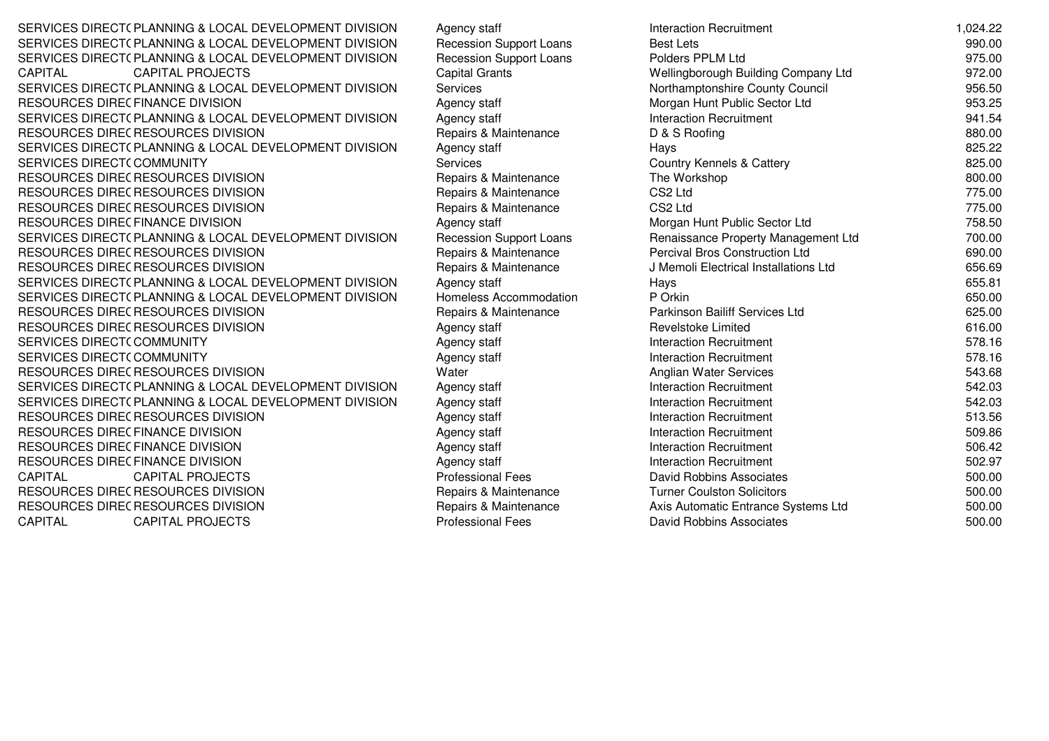| | | | | |
|---|---|---|---|---|
| SERVICES DIRECT( | PLANNING & LOCAL DEVELOPMENT DIVISION | Agency staff | Interaction Recruitment | 1,024.22 |
| SERVICES DIRECT( | PLANNING & LOCAL DEVELOPMENT DIVISION | Recession Support Loans | Best Lets | 990.00 |
| SERVICES DIRECT( | PLANNING & LOCAL DEVELOPMENT DIVISION | Recession Support Loans | Polders PPLM Ltd | 975.00 |
| CAPITAL | CAPITAL PROJECTS | Capital Grants | Wellingborough Building Company Ltd | 972.00 |
| SERVICES DIRECT( | PLANNING & LOCAL DEVELOPMENT DIVISION | Services | Northamptonshire County Council | 956.50 |
| RESOURCES DIREC | FINANCE DIVISION | Agency staff | Morgan Hunt Public Sector Ltd | 953.25 |
| SERVICES DIRECT( | PLANNING & LOCAL DEVELOPMENT DIVISION | Agency staff | Interaction Recruitment | 941.54 |
| RESOURCES DIREC | RESOURCES DIVISION | Repairs & Maintenance | D & S Roofing | 880.00 |
| SERVICES DIRECT( | PLANNING & LOCAL DEVELOPMENT DIVISION | Agency staff | Hays | 825.22 |
| SERVICES DIRECT( | COMMUNITY | Services | Country Kennels & Cattery | 825.00 |
| RESOURCES DIREC | RESOURCES DIVISION | Repairs & Maintenance | The Workshop | 800.00 |
| RESOURCES DIREC | RESOURCES DIVISION | Repairs & Maintenance | CS2 Ltd | 775.00 |
| RESOURCES DIREC | RESOURCES DIVISION | Repairs & Maintenance | CS2 Ltd | 775.00 |
| RESOURCES DIREC | FINANCE DIVISION | Agency staff | Morgan Hunt Public Sector Ltd | 758.50 |
| SERVICES DIRECT( | PLANNING & LOCAL DEVELOPMENT DIVISION | Recession Support Loans | Renaissance Property Management Ltd | 700.00 |
| RESOURCES DIREC | RESOURCES DIVISION | Repairs & Maintenance | Percival Bros Construction Ltd | 690.00 |
| RESOURCES DIREC | RESOURCES DIVISION | Repairs & Maintenance | J Memoli Electrical Installations Ltd | 656.69 |
| SERVICES DIRECT( | PLANNING & LOCAL DEVELOPMENT DIVISION | Agency staff | Hays | 655.81 |
| SERVICES DIRECT( | PLANNING & LOCAL DEVELOPMENT DIVISION | Homeless Accommodation | P Orkin | 650.00 |
| RESOURCES DIREC | RESOURCES DIVISION | Repairs & Maintenance | Parkinson Bailiff Services Ltd | 625.00 |
| RESOURCES DIREC | RESOURCES DIVISION | Agency staff | Revelstoke Limited | 616.00 |
| SERVICES DIRECT( | COMMUNITY | Agency staff | Interaction Recruitment | 578.16 |
| SERVICES DIRECT( | COMMUNITY | Agency staff | Interaction Recruitment | 578.16 |
| RESOURCES DIREC | RESOURCES DIVISION | Water | Anglian Water Services | 543.68 |
| SERVICES DIRECT( | PLANNING & LOCAL DEVELOPMENT DIVISION | Agency staff | Interaction Recruitment | 542.03 |
| SERVICES DIRECT( | PLANNING & LOCAL DEVELOPMENT DIVISION | Agency staff | Interaction Recruitment | 542.03 |
| RESOURCES DIREC | RESOURCES DIVISION | Agency staff | Interaction Recruitment | 513.56 |
| RESOURCES DIREC | FINANCE DIVISION | Agency staff | Interaction Recruitment | 509.86 |
| RESOURCES DIREC | FINANCE DIVISION | Agency staff | Interaction Recruitment | 506.42 |
| RESOURCES DIREC | FINANCE DIVISION | Agency staff | Interaction Recruitment | 502.97 |
| CAPITAL | CAPITAL PROJECTS | Professional Fees | David Robbins Associates | 500.00 |
| RESOURCES DIREC | RESOURCES DIVISION | Repairs & Maintenance | Turner Coulston Solicitors | 500.00 |
| RESOURCES DIREC | RESOURCES DIVISION | Repairs & Maintenance | Axis Automatic Entrance Systems Ltd | 500.00 |
| CAPITAL | CAPITAL PROJECTS | Professional Fees | David Robbins Associates | 500.00 |